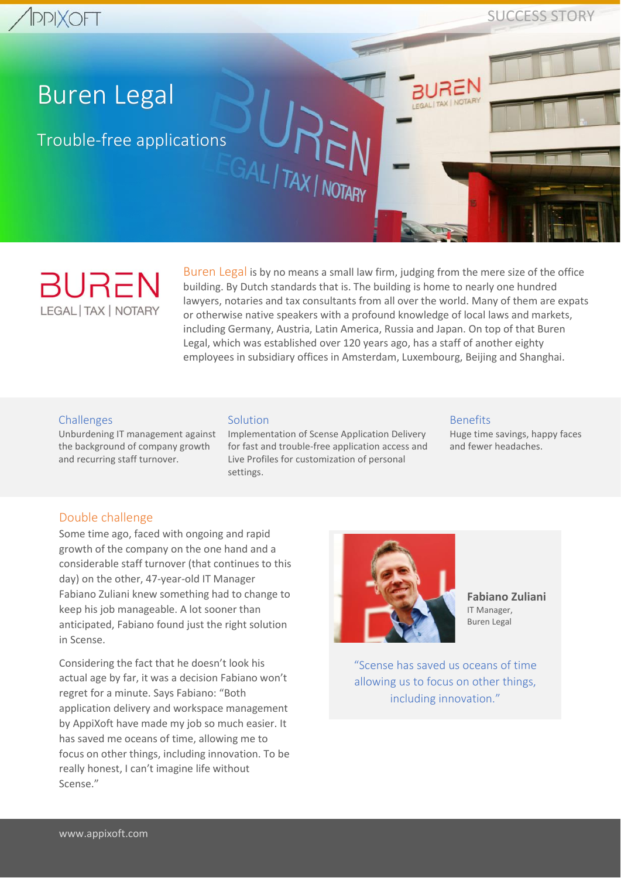SUCCESS STORY

# Buren Legal

## Trouble-free applications

Buren Legal is by no means a small law firm, judging from the mere size of the office building. By Dutch standards that is. The building is home to nearly one hundred lawyers, notaries and tax consultants from all over the world. Many of them are expats or otherwise native speakers with a profound knowledge of local laws and markets, including Germany, Austria, Latin America, Russia and Japan. On top of that Buren Legal, which was established over 120 years ago, has a staff of another eighty employees in subsidiary offices in Amsterdam, Luxembourg, Beijing and Shanghai.

### Challenges

Unburdening IT management against the background of company growth and recurring staff turnover.

### Solution

Implementation of Scense Application Delivery for fast and trouble-free application access and Live Profiles for customization of personal settings.

### Benefits

Huge time savings, happy faces and fewer headaches.

### Double challenge

Some time ago, faced with ongoing and rapid growth of the company on the one hand and a considerable staff turnover (that continues to this day) on the other, 47-year-old IT Manager Fabiano Zuliani knew something had to change to keep his job manageable. A lot sooner than anticipated, Fabiano found just the right solution in Scense.

Considering the fact that he doesn't look his actual age by far, it was a decision Fabiano won't regret for a minute. Says Fabiano: "Both application delivery and workspace management by AppiXoft have made my job so much easier. It has saved me oceans of time, allowing me to focus on other things, including innovation. To be really honest, I can't imagine life without Scense."

**Fabiano Zuliani**
IT Manager,
Buren Legal

"Scense has saved us oceans of time allowing us to focus on other things, including innovation."

www.appixoft.com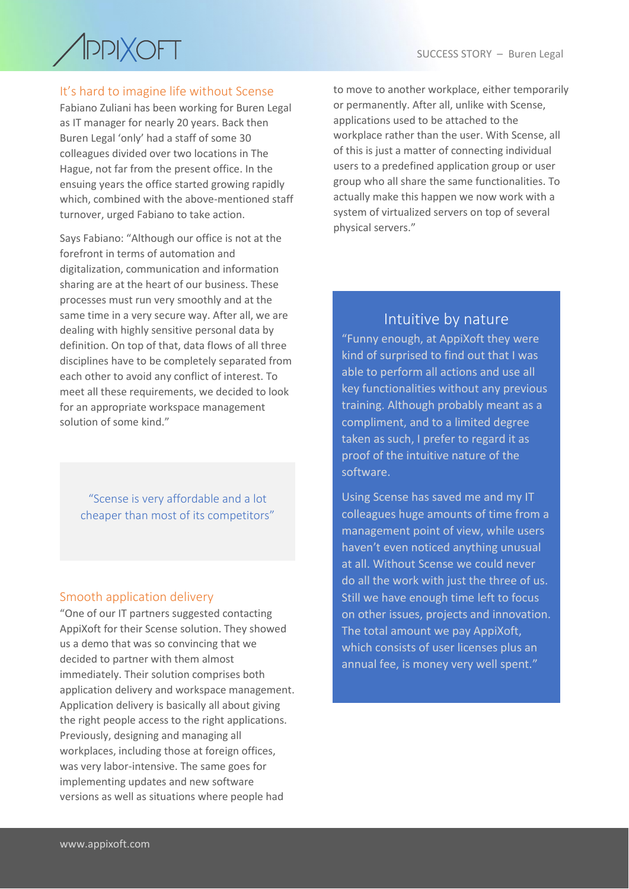## It's hard to imagine life without Scense

Fabiano Zuliani has been working for Buren Legal as IT manager for nearly 20 years. Back then Buren Legal 'only' had a staff of some 30 colleagues divided over two locations in The Hague, not far from the present office. In the ensuing years the office started growing rapidly which, combined with the above-mentioned staff turnover, urged Fabiano to take action.

Says Fabiano: "Although our office is not at the forefront in terms of automation and digitalization, communication and information sharing are at the heart of our business. These processes must run very smoothly and at the same time in a very secure way. After all, we are dealing with highly sensitive personal data by definition. On top of that, data flows of all three disciplines have to be completely separated from each other to avoid any conflict of interest. To meet all these requirements, we decided to look for an appropriate workspace management solution of some kind."

> "Scense is very affordable and a lot cheaper than most of its competitors"

## Smooth application delivery

"One of our IT partners suggested contacting AppiXoft for their Scense solution. They showed us a demo that was so convincing that we decided to partner with them almost immediately. Their solution comprises both application delivery and workspace management. Application delivery is basically all about giving the right people access to the right applications. Previously, designing and managing all workplaces, including those at foreign offices, was very labor-intensive. The same goes for implementing updates and new software versions as well as situations where people had to move to another workplace, either temporarily or permanently. After all, unlike with Scense, applications used to be attached to the workplace rather than the user. With Scense, all of this is just a matter of connecting individual users to a predefined application group or user group who all share the same functionalities. To actually make this happen we now work with a system of virtualized servers on top of several physical servers."

## Intuitive by nature

"Funny enough, at AppiXoft they were kind of surprised to find out that I was able to perform all actions and use all key functionalities without any previous training. Although probably meant as a compliment, and to a limited degree taken as such, I prefer to regard it as proof of the intuitive nature of the software.

Using Scense has saved me and my IT colleagues huge amounts of time from a management point of view, while users haven't even noticed anything unusual at all. Without Scense we could never do all the work with just the three of us. Still we have enough time left to focus on other issues, projects and innovation. The total amount we pay AppiXoft, which consists of user licenses plus an annual fee, is money very well spent."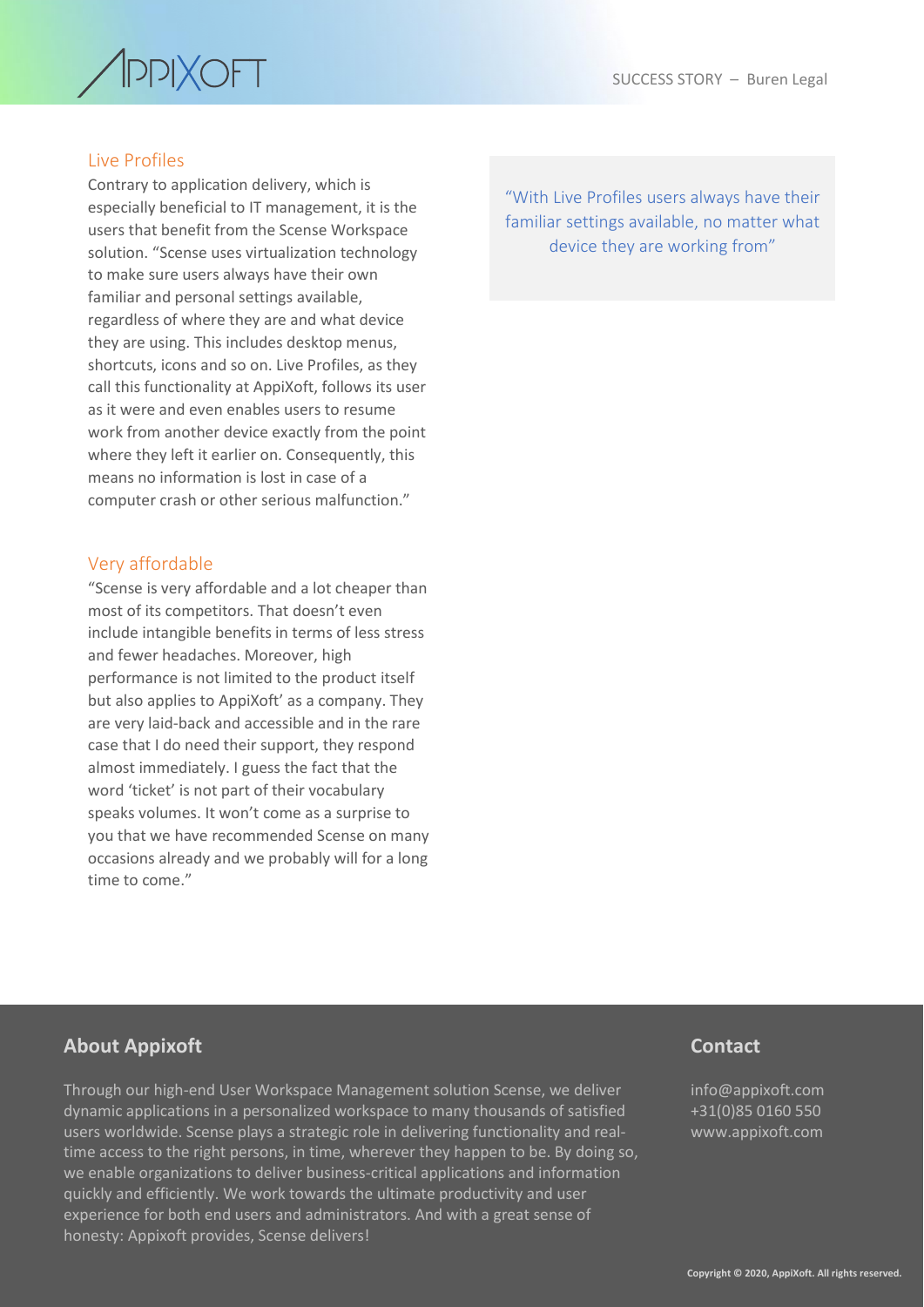## Live Profiles

Contrary to application delivery, which is especially beneficial to IT management, it is the users that benefit from the Scense Workspace solution. "Scense uses virtualization technology to make sure users always have their own familiar and personal settings available, regardless of where they are and what device they are using. This includes desktop menus, shortcuts, icons and so on. Live Profiles, as they call this functionality at AppiXoft, follows its user as it were and even enables users to resume work from another device exactly from the point where they left it earlier on. Consequently, this means no information is lost in case of a computer crash or other serious malfunction."

> "With Live Profiles users always have their familiar settings available, no matter what device they are working from"

## Very affordable

"Scense is very affordable and a lot cheaper than most of its competitors. That doesn't even include intangible benefits in terms of less stress and fewer headaches. Moreover, high performance is not limited to the product itself but also applies to AppiXoft' as a company. They are very laid-back and accessible and in the rare case that I do need their support, they respond almost immediately. I guess the fact that the word 'ticket' is not part of their vocabulary speaks volumes. It won't come as a surprise to you that we have recommended Scense on many occasions already and we probably will for a long time to come."

## About Appixoft

Through our high-end User Workspace Management solution Scense, we deliver dynamic applications in a personalized workspace to many thousands of satisfied users worldwide. Scense plays a strategic role in delivering functionality and real-time access to the right persons, in time, wherever they happen to be. By doing so, we enable organizations to deliver business-critical applications and information quickly and efficiently. We work towards the ultimate productivity and user experience for both end users and administrators. And with a great sense of honesty: Appixoft provides, Scense delivers!

## Contact

info@appixoft.com
+31(0)85 0160 550
www.appixoft.com

Copyright © 2020, AppiXoft. All rights reserved.